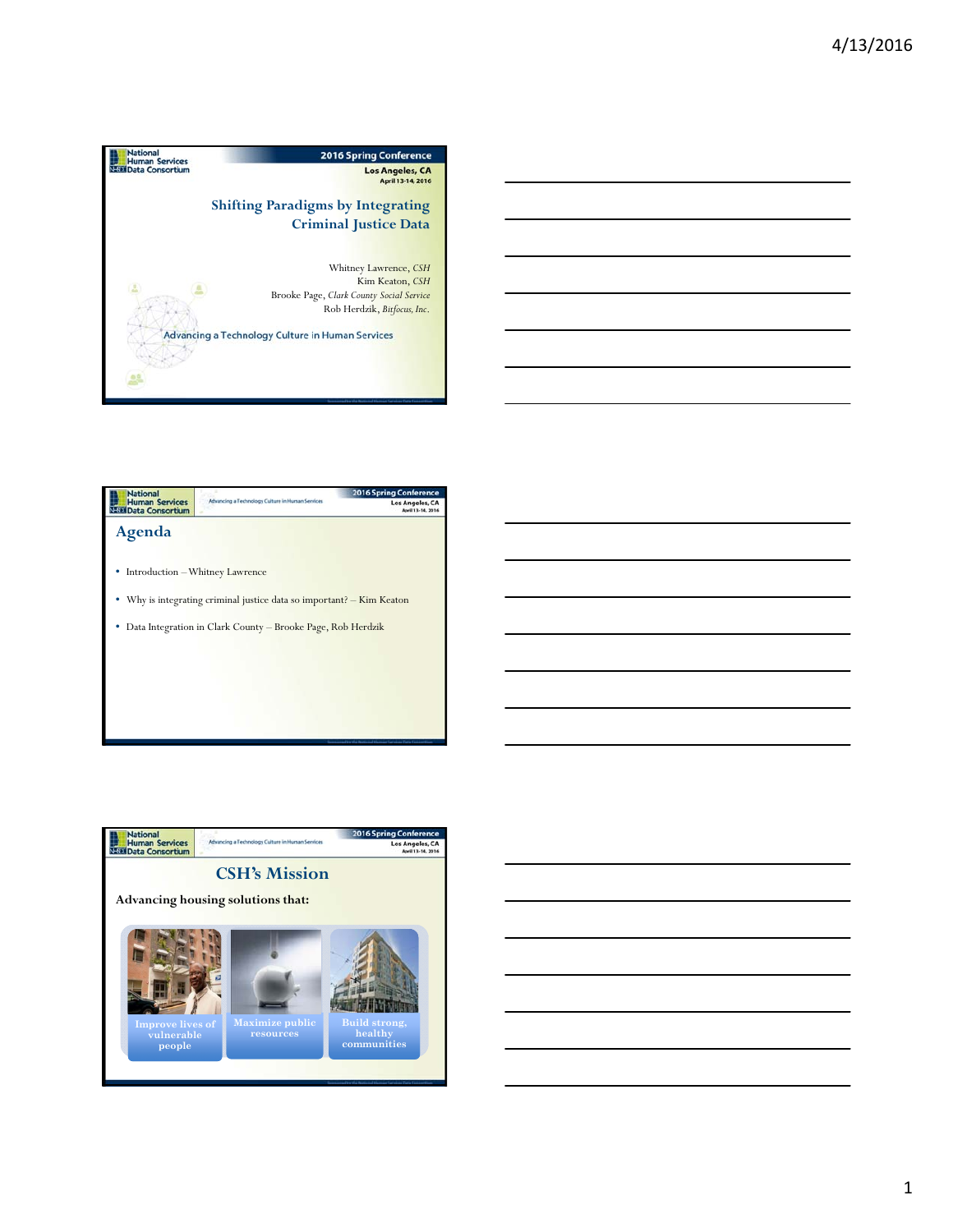## Shifting Paradigms by Integrating Criminal Justice Data

Whitney Lawrence, *CSH*
Kim Keaton, *CSH*
Brooke Page, *Clark County Social Service*
Rob Herdzik, *Bitfocus, Inc.*

Advancing a Technology Culture in Human Services

## Agenda

- Introduction – Whitney Lawrence
- Why is integrating criminal justice data so important? – Kim Keaton
- Data Integration in Clark County – Brooke Page, Rob Herdzik

## CSH's Mission

**Advancing housing solutions that:**

- Improve lives of vulnerable people
- Maximize public resources
- Build strong, healthy communities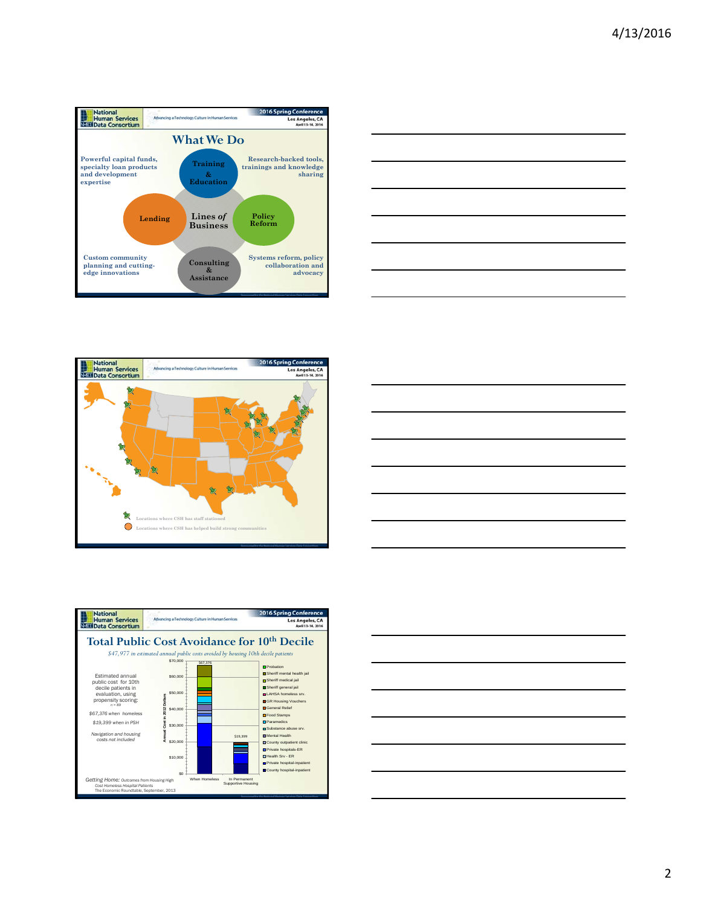## What We Do

**Lines of Business**

- **Training & Education** — Research-backed tools, trainings and knowledge sharing
- **Lending** — Powerful capital funds, specialty loan products and development expertise
- **Policy Reform** — Systems reform, policy collaboration and advocacy
- **Consulting & Assistance** — Custom community planning and cutting-edge innovations

---

Locations where CSH has staff stationed

Locations where CSH has helped build strong communities

---

## Total Public Cost Avoidance for 10th Decile

*$47,977 in estimated annual public costs avoided by housing 10th decile patients*

Estimated annual public cost for 10th decile patients in evaluation, using propensity scoring:
*n = 89*

*$67,376 when homeless*

*$19,399 when in PSH*

*Navigation and housing costs not included*

Annual Cost in 2012 Dollars: When Homeless $67,376; In Permanent Supportive Housing $19,399

Legend: Probation; Sheriff mental health jail; Sheriff medical jail; Sheriff general jail; LAHSA homeless srv.; GR Housing Vouchers; General Relief; Food Stamps; Paramedics; Substance abuse srv.; Mental Health; County outpatient clinic; Private hospitals-ER; Health Srv - ER; Private hospital-inpatient; County hospital-inpatient

Getting Home: Outcomes from Housing High Cost Homeless Hospital Patients
The Economic Roundtable, September, 2013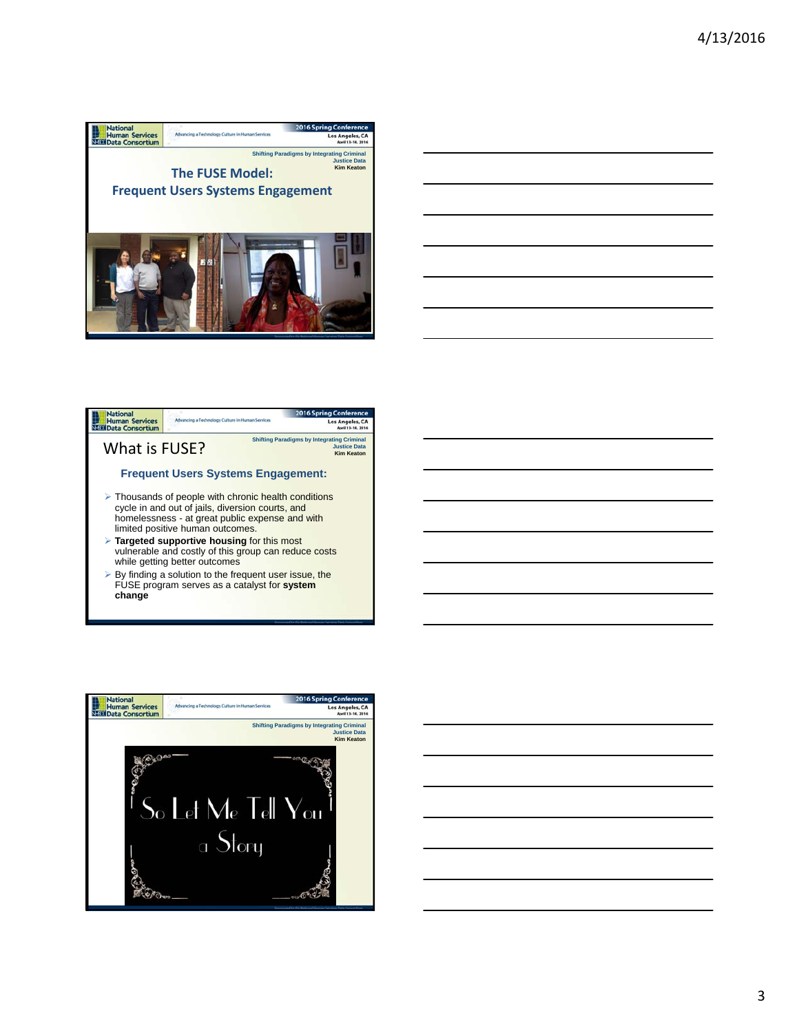## The FUSE Model: Frequent Users Systems Engagement

Shifting Paradigms by Integrating Criminal Justice Data
Kim Keaton

## What is FUSE?

Shifting Paradigms by Integrating Criminal Justice Data
Kim Keaton

### Frequent Users Systems Engagement:

- Thousands of people with chronic health conditions cycle in and out of jails, diversion courts, and homelessness - at great public expense and with limited positive human outcomes.
- **Targeted supportive housing** for this most vulnerable and costly of this group can reduce costs while getting better outcomes
- By finding a solution to the frequent user issue, the FUSE program serves as a catalyst for **system change**

Shifting Paradigms by Integrating Criminal Justice Data
Kim Keaton

So Let Me Tell You a Story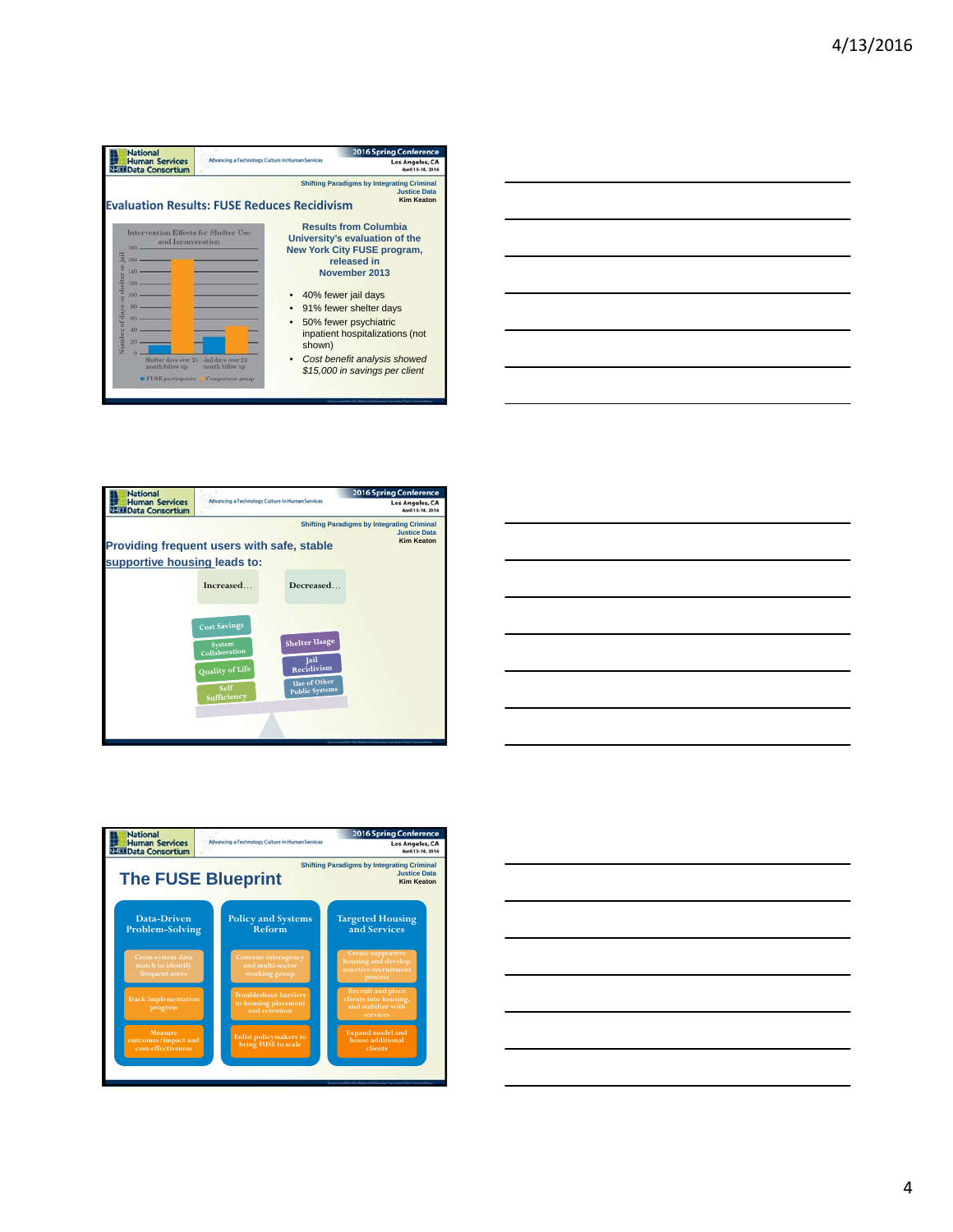## Evaluation Results: FUSE Reduces Recidivism

Shifting Paradigms by Integrating Criminal Justice Data
Kim Keaton

Intervention Effects for Shelter Use and Incarceration

| | FUSE participants | Comparison group |
|---|---|---|
| Shelter days over 24 month follow up | | |
| Jail days over 24 month follow up | | |

**Results from Columbia University's evaluation of the New York City FUSE program, released in November 2013**

- 40% fewer jail days
- 91% fewer shelter days
- 50% fewer psychiatric inpatient hospitalizations (not shown)
- *Cost benefit analysis showed $15,000 in savings per client*

## Providing frequent users with safe, stable supportive housing leads to:

Shifting Paradigms by Integrating Criminal Justice Data
Kim Keaton

| Increased… | Decreased… |
|---|---|
| Cost Savings | Shelter Usage |
| System Collaboration | Jail Recidivism |
| Quality of Life | Use of Other Public Systems |
| Self Sufficiency | |

## The FUSE Blueprint

Shifting Paradigms by Integrating Criminal Justice Data
Kim Keaton

| Data-Driven Problem-Solving | Policy and Systems Reform | Targeted Housing and Services |
|---|---|---|
| Cross-system data match to identify frequent users | Convene interagency and multi-sector working group | Create supportive housing and develop assertive recruitment process |
| Track implementation progress | Troubleshoot barriers to housing placement and retention | Recruit and place clients into housing, and stabilize with services |
| Measure outcomes/impact and cost-effectiveness | Enlist policymakers to bring FUSE to scale | Expand model and house additional clients |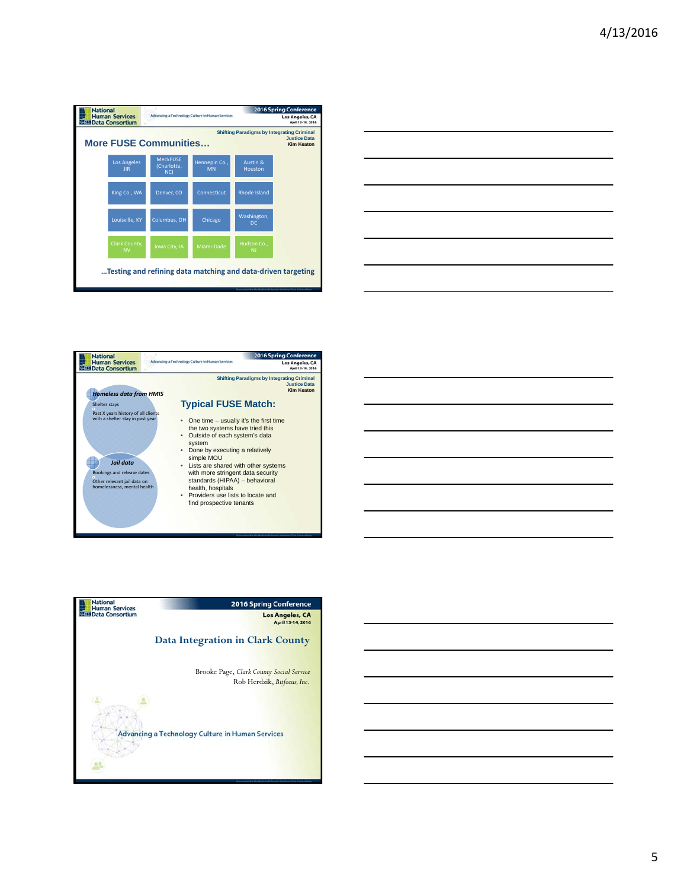## Slide 1

Shifting Paradigms by Integrating Criminal Justice Data
Kim Keaton

### More FUSE Communities…

| | | | |
|---|---|---|---|
| Los Angeles JIR | MeckFUSE (Charlotte, NC) | Hennepin Co., MN | Austin & Houston |
| King Co., WA | Denver, CO | Connecticut | Rhode Island |
| Louisville, KY | Columbus, OH | Chicago | Washington, DC |
| Clark County, NV | Iowa City, IA | Miami-Dade | Hudson Co., NJ |

…Testing and refining data matching and data-driven targeting

## Slide 2

Shifting Paradigms by Integrating Criminal Justice Data
Kim Keaton

***Homeless data from HMIS***

- Shelter stays
- Past X years history of all clients with a shelter stay in past year

***Jail data***

- Bookings and release dates
- Other relevant jail data on homelessness, mental health

### Typical FUSE Match:

- One time – usually it's the first time the two systems have tried this
- Outside of each system's data system
- Done by executing a relatively simple MOU
- Lists are shared with other systems with more stringent data security standards (HIPAA) – behavioral health, hospitals
- Providers use lists to locate and find prospective tenants

## Slide 3

2016 Spring Conference
Los Angeles, CA
April 13-14, 2016

### Data Integration in Clark County

Brooke Page, *Clark County Social Service*
Rob Herdzik, *Bitfocus, Inc.*

Advancing a Technology Culture in Human Services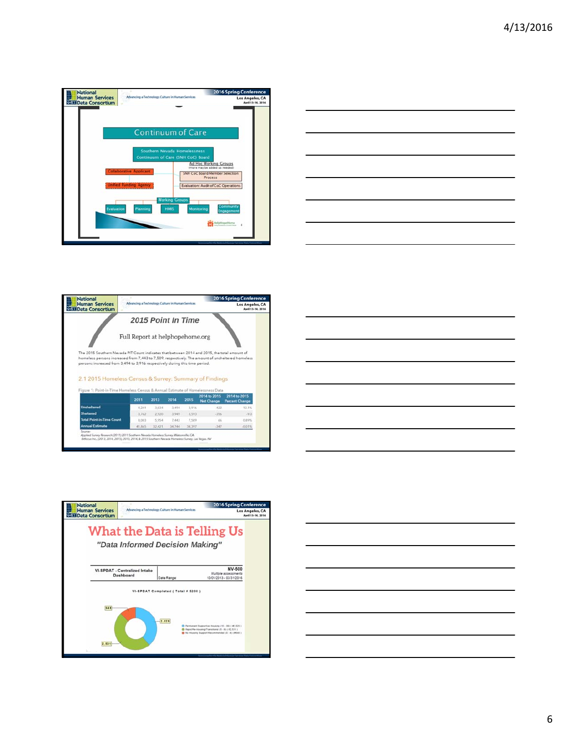## Continuum of Care

Southern Nevada Homelessness Continuum of Care (SNH CoC) Board

- Collaborative Applicant
- Unified Funding Agency
- Ad Hoc Working Groups (more may be added as needed)
  - SNH CoC Board Member Selection Process
  - Evaluation/ Audit of CoC Operations
- Working Groups
  - Evaluation
  - Planning
  - HMIS
  - Monitoring
  - Community Engagement

## 2015 Point In Time

Full Report at helphopehome.org

The 2015 Southern Nevada PIT Count indicates that between 2014 and 2015, the total amount of homeless persons increased from 7,443 to 7,509, respectively. The amount of unsheltered homeless persons increased from 3,494 to 3,916 respectively during this time period.

### 2.1 2015 Homeless Census & Survey: Summary of Findings

Figure 1: Point-in-Time Homeless Census & Annual Estimate of Homelessness Data

| | 2011 | 2013 | 2014 | 2015 | 2014 to 2015 Net Change | 2014 to 2015 Percent Change |
|---|---|---|---|---|---|---|
| Unsheltered | 4,241 | 3,634 | 3,494 | 3,916 | 422 | 12.1% |
| Sheltered | 3,762 | 2,320 | 3,949 | 3,593 | -356 | -9.0 |
| Total Point-in-Time Count | 8,003 | 5,954 | 7,443 | 7,509 | 66 | 0.89% |
| Annual Estimate | 41,865 | 32,421 | 34,744 | 34,397 | -347 | -0.01% |

Source:
Applied Survey Research(2011) 2011 Southern Nevada Homeless Survey, Watsonville, CA
Bitfocus Inc.,(2013, 2014, 2015) 2013, 2014, & 2015 Southern Nevada Homeless Survey, Las Vegas, NV

## What the Data is Telling Us

*"Data Informed Decision Making"*

VI-SPDAT - Centralized Intake Dashboard | Date Range: | NV-500 Multiple assessments 10/01/2013 - 03/31/2016

VI-SPDAT Completed ( Total # 5208 )

- Permanent Supportive Housing (10 - 20) ( #2,029 )
- Rapid Re-housing/Transitional (5 - 9) ( #2,531 )
- No Housing Support Recommended (0 - 4) ( #648 )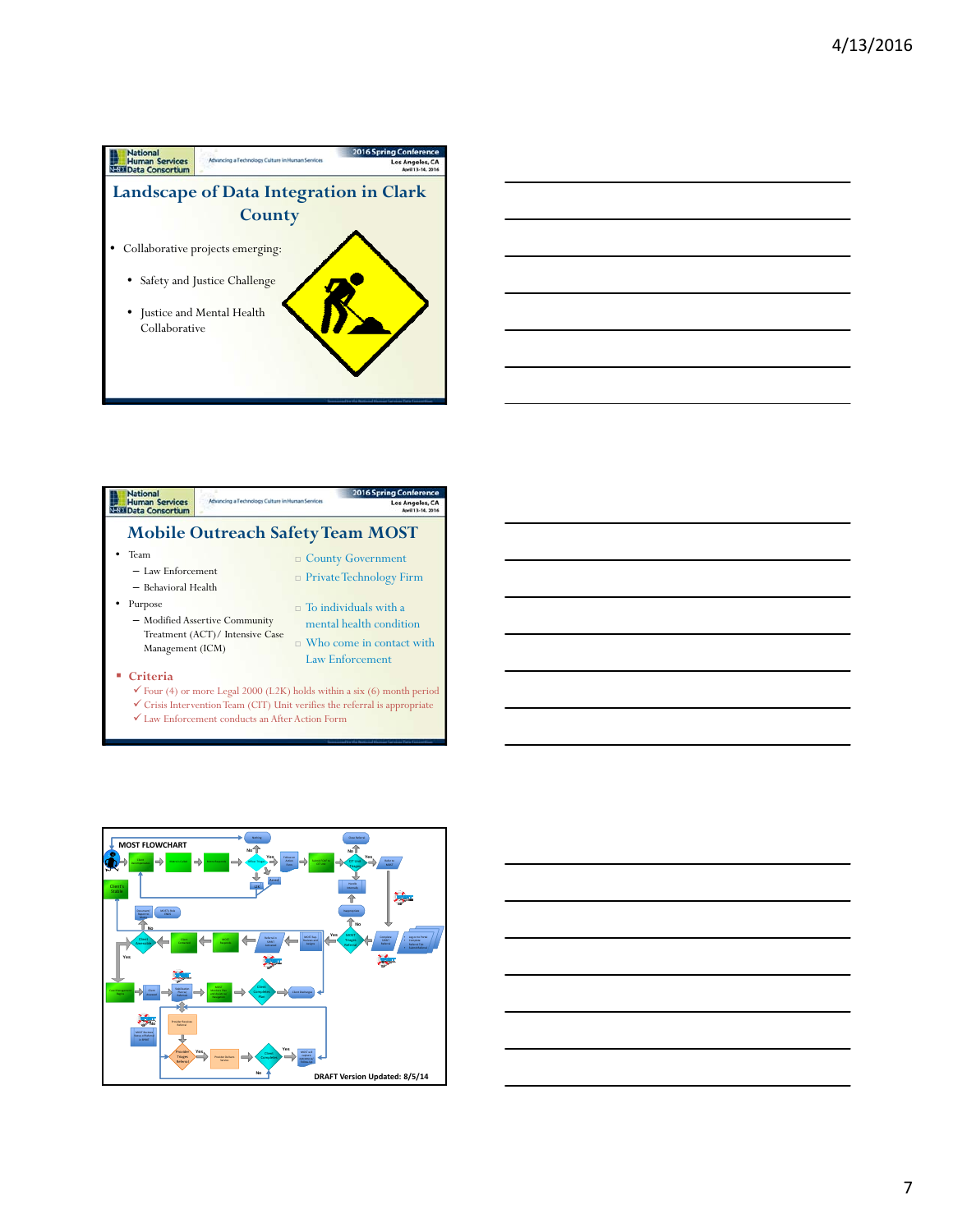## Landscape of Data Integration in Clark County

- Collaborative projects emerging:
  - Safety and Justice Challenge
  - Justice and Mental Health Collaborative

## Mobile Outreach Safety Team MOST

- Team
  - Law Enforcement
  - Behavioral Health
- Purpose
  - Modified Assertive Community Treatment (ACT)/ Intensive Case Management (ICM)

- County Government
- Private Technology Firm
- To individuals with a mental health condition
- Who come in contact with Law Enforcement

- **Criteria**
  - ✓ Four (4) or more Legal 2000 (L2K) holds within a six (6) month period
  - ✓ Crisis Intervention Team (CIT) Unit verifies the referral is appropriate
  - ✓ Law Enforcement conducts an After Action Form

**MOST FLOWCHART**

**DRAFT Version Updated: 8/5/14**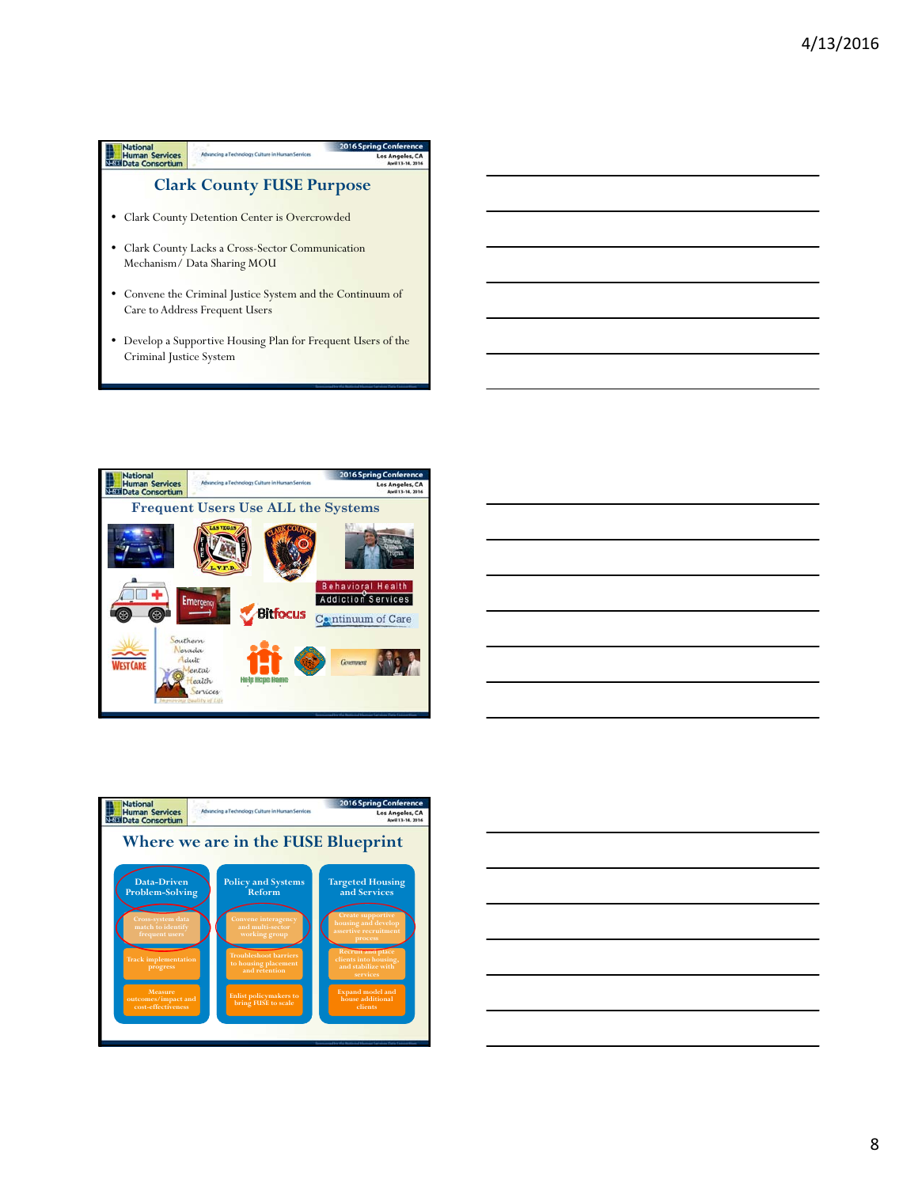## Clark County FUSE Purpose

- Clark County Detention Center is Overcrowded
- Clark County Lacks a Cross-Sector Communication Mechanism/ Data Sharing MOU
- Convene the Criminal Justice System and the Continuum of Care to Address Frequent Users
- Develop a Supportive Housing Plan for Frequent Users of the Criminal Justice System

## Frequent Users Use ALL the Systems

## Where we are in the FUSE Blueprint

| Data-Driven Problem-Solving | Policy and Systems Reform | Targeted Housing and Services |
|---|---|---|
| Cross-system data match to identify frequent users | Convene interagency and multi-sector working group | Create supportive housing and develop assertive recruitment process |
| Track implementation progress | Troubleshoot barriers to housing placement and retention | Recruit and place clients into housing, and stabilize with services |
| Measure outcomes/impact and cost-effectiveness | Enlist policymakers to bring FUSE to scale | Expand model and house additional clients |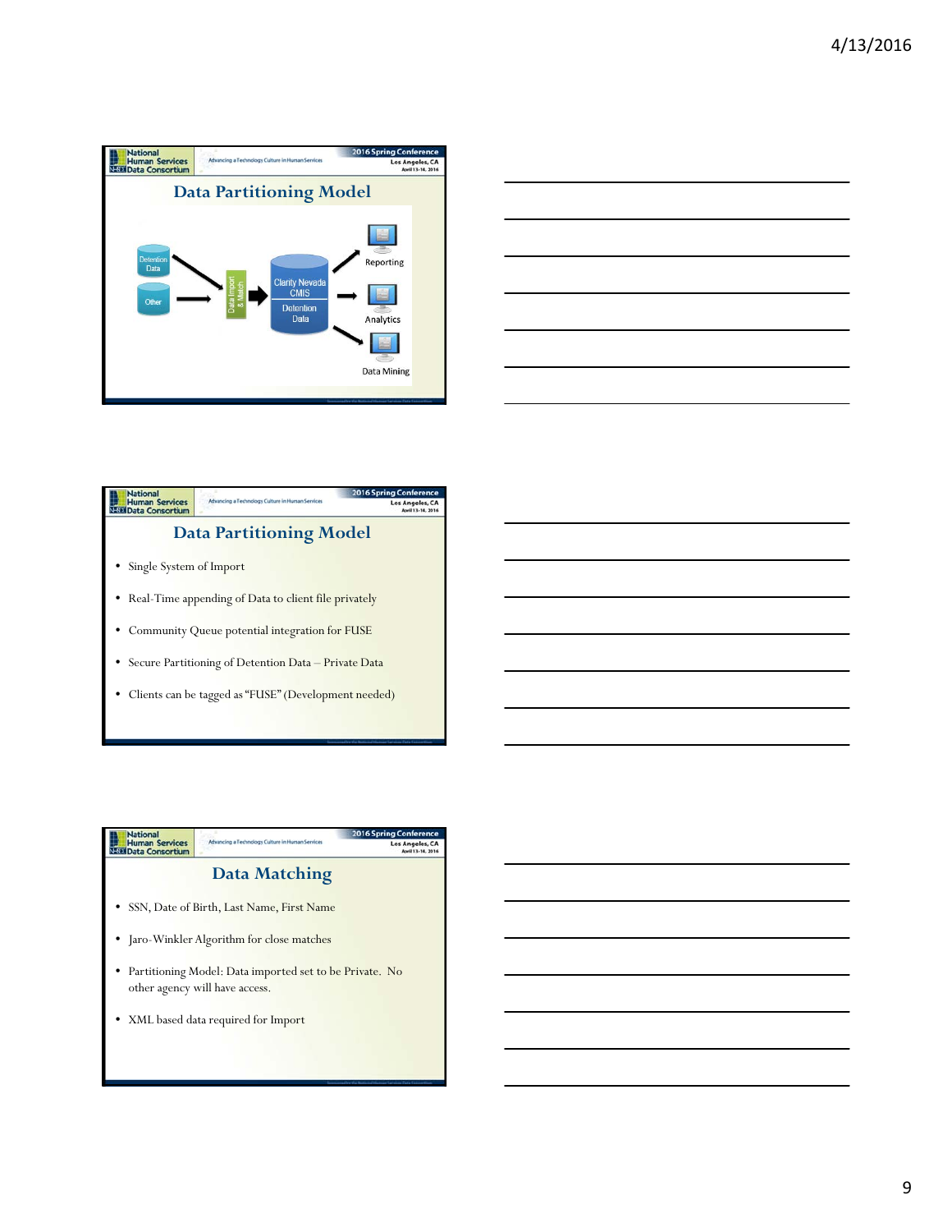## Data Partitioning Model

Detention Data → Data Import & Match → Clarity Nevada CMIS / Detention Data → Reporting, Analytics, Data Mining

Other → Data Import & Match

## Data Partitioning Model

- Single System of Import
- Real-Time appending of Data to client file privately
- Community Queue potential integration for FUSE
- Secure Partitioning of Detention Data – Private Data
- Clients can be tagged as "FUSE" (Development needed)

## Data Matching

- SSN, Date of Birth, Last Name, First Name
- Jaro-Winkler Algorithm for close matches
- Partitioning Model: Data imported set to be Private. No other agency will have access.
- XML based data required for Import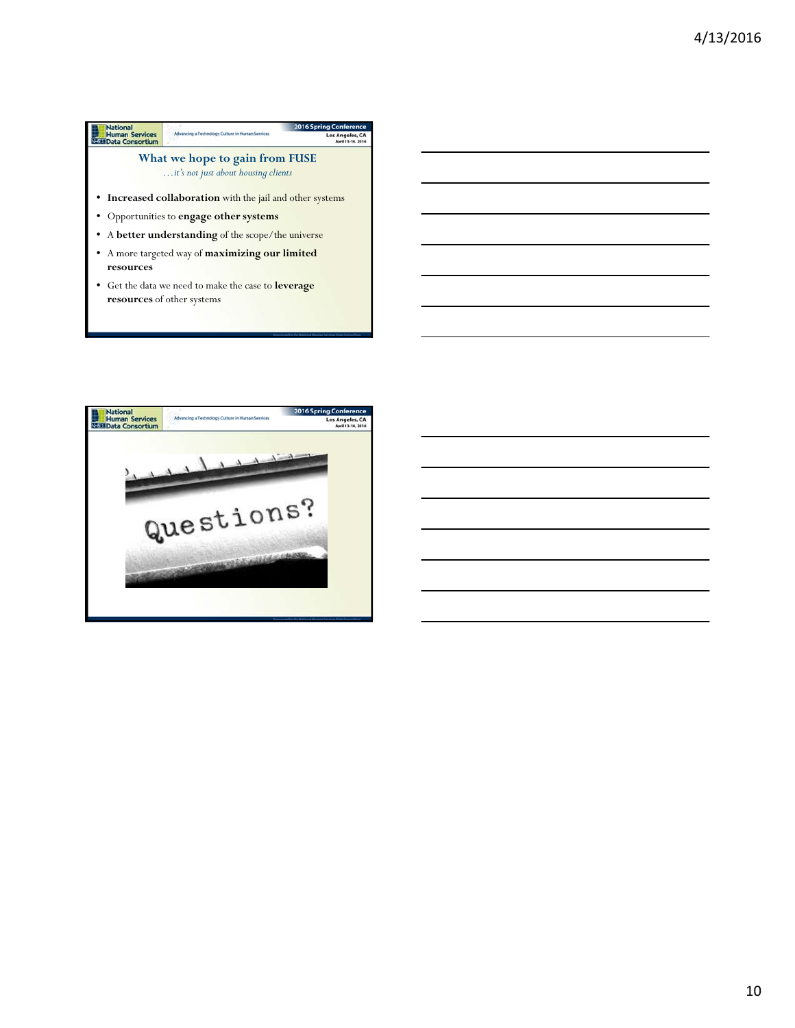## What we hope to gain from FUSE

*…it's not just about housing clients*

- **Increased collaboration** with the jail and other systems
- Opportunities to **engage other systems**
- A **better understanding** of the scope/the universe
- A more targeted way of **maximizing our limited resources**
- Get the data we need to make the case to **leverage resources** of other systems

Questions?